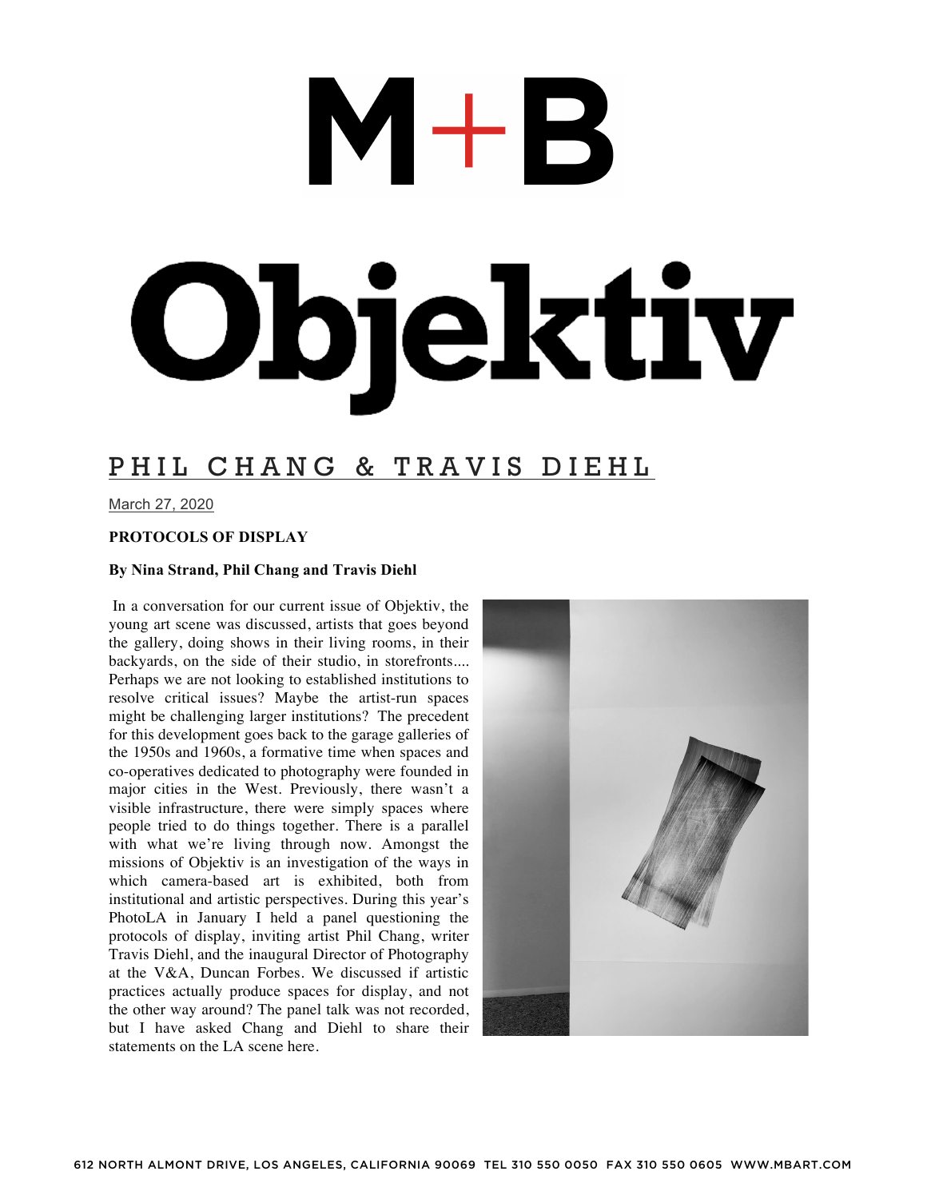# M+B

# Objektiv

## PHIL CHANG & TRAVIS DIEHL

March 27, 2020

**PROTOCOLS OF DISPLAY**

**By Nina Strand, Phil Chang and Travis Diehl**

In a conversation for our current issue of Objektiv, the young art scene was discussed, artists that goes beyond the gallery, doing shows in their living rooms, in their backyards, on the side of their studio, in storefronts.... Perhaps we are not looking to established institutions to resolve critical issues? Maybe the artist-run spaces might be challenging larger institutions? The precedent for this development goes back to the garage galleries of the 1950s and 1960s, a formative time when spaces and co-operatives dedicated to photography were founded in major cities in the West. Previously, there wasn't a visible infrastructure, there were simply spaces where people tried to do things together. There is a parallel with what we're living through now. Amongst the missions of Objektiv is an investigation of the ways in which camera-based art is exhibited, both from institutional and artistic perspectives. During this year's PhotoLA in January I held a panel questioning the protocols of display, inviting artist Phil Chang, writer Travis Diehl, and the inaugural Director of Photography at the V&A, Duncan Forbes. We discussed if artistic practices actually produce spaces for display, and not the other way around? The panel talk was not recorded, but I have asked Chang and Diehl to share their statements on the LA scene here.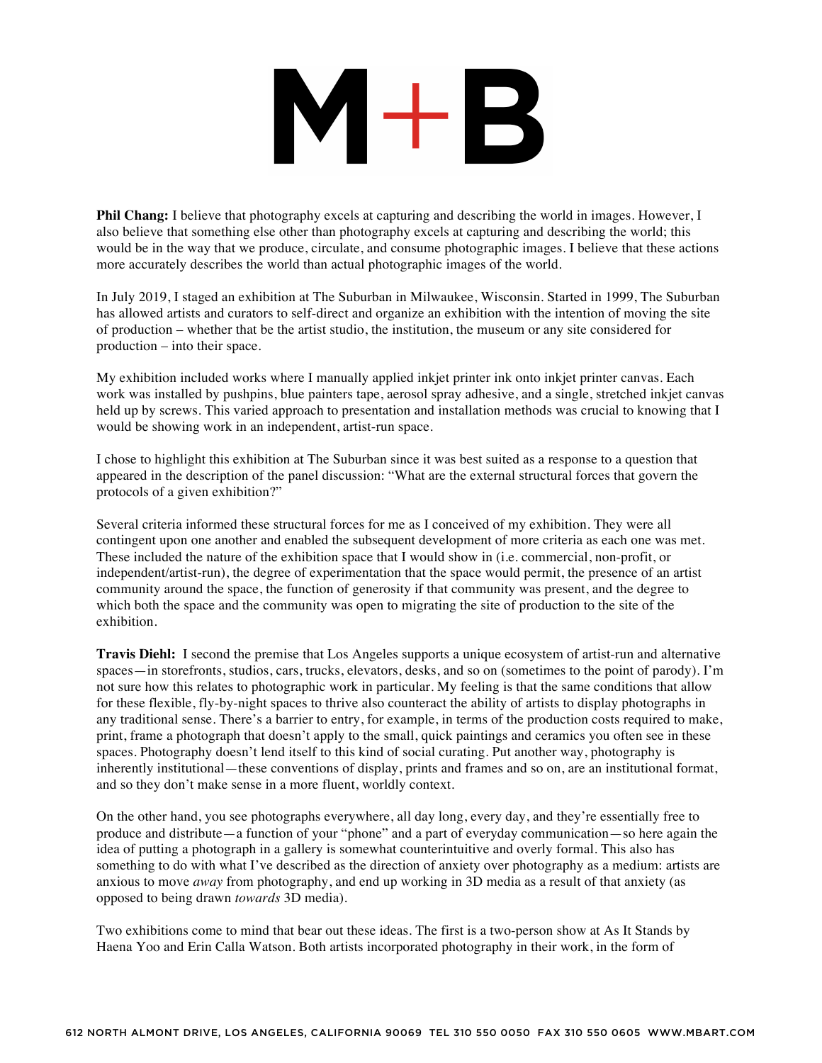**Phil Chang:** I believe that photography excels at capturing and describing the world in images. However, I also believe that something else other than photography excels at capturing and describing the world; this would be in the way that we produce, circulate, and consume photographic images. I believe that these actions more accurately describes the world than actual photographic images of the world.

In July 2019, I staged an exhibition at The Suburban in Milwaukee, Wisconsin. Started in 1999, The Suburban has allowed artists and curators to self-direct and organize an exhibition with the intention of moving the site of production – whether that be the artist studio, the institution, the museum or any site considered for production – into their space.

My exhibition included works where I manually applied inkjet printer ink onto inkjet printer canvas. Each work was installed by pushpins, blue painters tape, aerosol spray adhesive, and a single, stretched inkjet canvas held up by screws. This varied approach to presentation and installation methods was crucial to knowing that I would be showing work in an independent, artist-run space.

I chose to highlight this exhibition at The Suburban since it was best suited as a response to a question that appeared in the description of the panel discussion: "What are the external structural forces that govern the protocols of a given exhibition?"

Several criteria informed these structural forces for me as I conceived of my exhibition. They were all contingent upon one another and enabled the subsequent development of more criteria as each one was met. These included the nature of the exhibition space that I would show in (i.e. commercial, non-profit, or independent/artist-run), the degree of experimentation that the space would permit, the presence of an artist community around the space, the function of generosity if that community was present, and the degree to which both the space and the community was open to migrating the site of production to the site of the exhibition.

**Travis Diehl:** I second the premise that Los Angeles supports a unique ecosystem of artist-run and alternative spaces—in storefronts, studios, cars, trucks, elevators, desks, and so on (sometimes to the point of parody). I'm not sure how this relates to photographic work in particular. My feeling is that the same conditions that allow for these flexible, fly-by-night spaces to thrive also counteract the ability of artists to display photographs in any traditional sense. There's a barrier to entry, for example, in terms of the production costs required to make, print, frame a photograph that doesn't apply to the small, quick paintings and ceramics you often see in these spaces. Photography doesn't lend itself to this kind of social curating. Put another way, photography is inherently institutional—these conventions of display, prints and frames and so on, are an institutional format, and so they don't make sense in a more fluent, worldly context.

On the other hand, you see photographs everywhere, all day long, every day, and they're essentially free to produce and distribute—a function of your "phone" and a part of everyday communication—so here again the idea of putting a photograph in a gallery is somewhat counterintuitive and overly formal. This also has something to do with what I've described as the direction of anxiety over photography as a medium: artists are anxious to move *away* from photography, and end up working in 3D media as a result of that anxiety (as opposed to being drawn *towards* 3D media).

Two exhibitions come to mind that bear out these ideas. The first is a two-person show at As It Stands by Haena Yoo and Erin Calla Watson. Both artists incorporated photography in their work, in the form of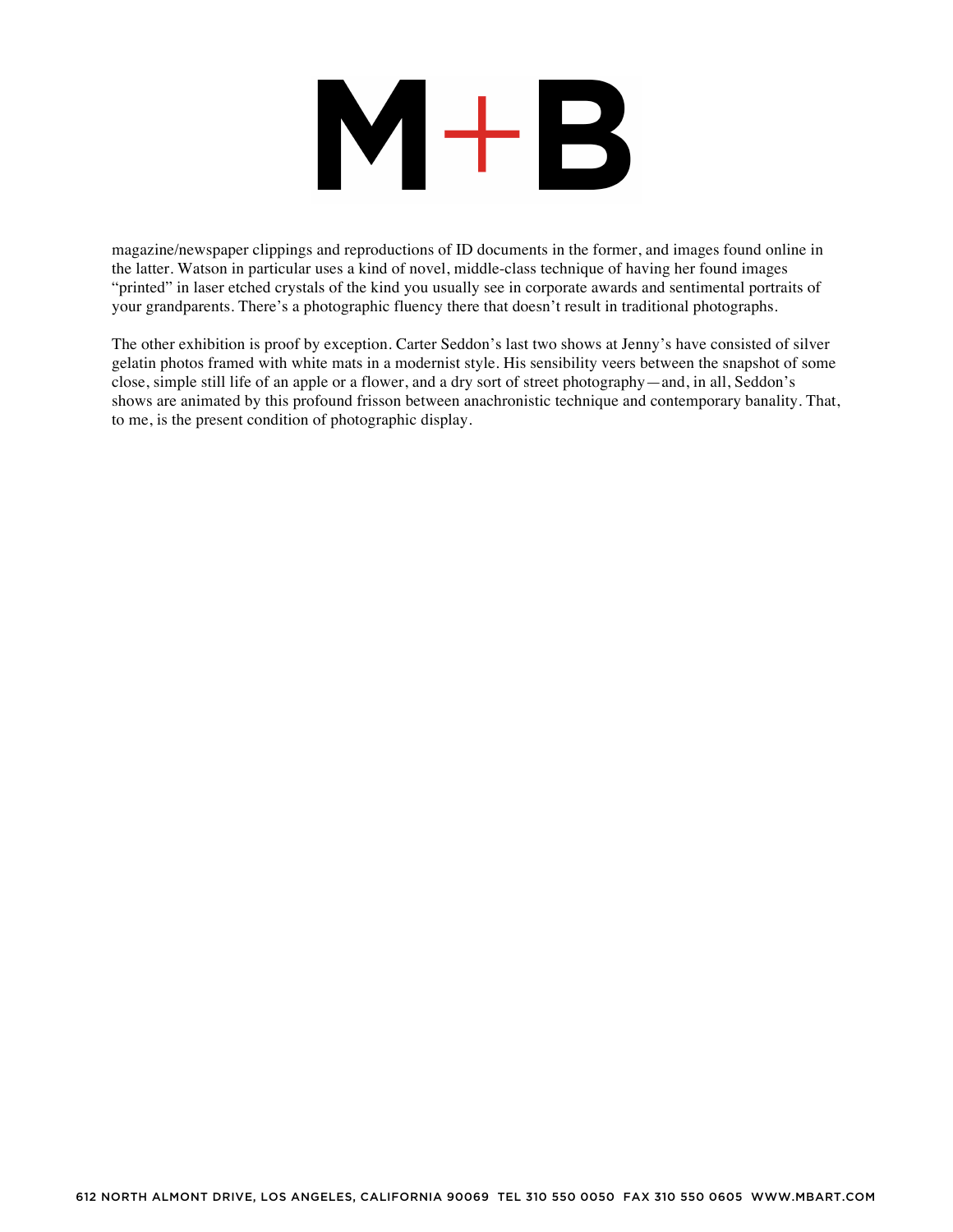magazine/newspaper clippings and reproductions of ID documents in the former, and images found online in the latter. Watson in particular uses a kind of novel, middle-class technique of having her found images "printed" in laser etched crystals of the kind you usually see in corporate awards and sentimental portraits of your grandparents. There's a photographic fluency there that doesn't result in traditional photographs.

The other exhibition is proof by exception. Carter Seddon's last two shows at Jenny's have consisted of silver gelatin photos framed with white mats in a modernist style. His sensibility veers between the snapshot of some close, simple still life of an apple or a flower, and a dry sort of street photography—and, in all, Seddon's shows are animated by this profound frisson between anachronistic technique and contemporary banality. That, to me, is the present condition of photographic display.